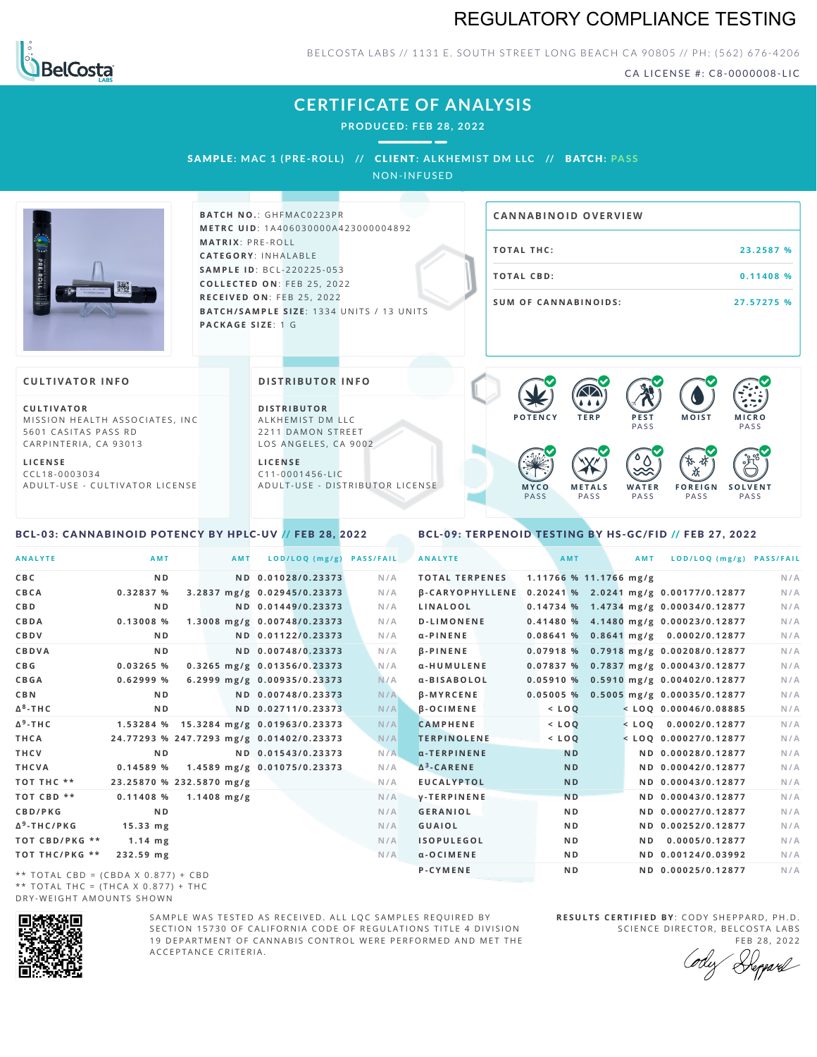# REGULATORY COMPLIANCE TESTING

BELCOSTA LABS // 1131 E. SOUTH STREET LONG BEACH CA 90805 // PH: (562) 676-4206

CA LICENSE #: C8-0000008-LIC

## CERTIFICATE OF ANALYSIS

**PRODUCED: FEB 28, 2022**

**SAMPLE:** MAC 1 (PRE-ROLL) // **CLIENT:** ALKHEMIST DM LLC // **BATCH:** PASS

NON-INFUSED

**BATCH NO.**: GHFMAC0223PR
**METRC UID**: 1A4060300004A23000004892
**MATRIX**: PRE-ROLL
**CATEGORY**: INHALABLE
**SAMPLE ID**: BCL-220225-053
**COLLECTED ON**: FEB 25, 2022
**RECEIVED ON**: FEB 25, 2022
**BATCH/SAMPLE SIZE**: 1334 UNITS / 13 UNITS
**PACKAGE SIZE**: 1 G

### CANNABINOID OVERVIEW

| | |
|---|---|
| TOTAL THC: | 23.2587 % |
| TOTAL CBD: | 0.11408 % |
| SUM OF CANNABINOIDS: | 27.57275 % |

### CULTIVATOR INFO

**CULTIVATOR**
MISSION HEALTH ASSOCIATES, INC
5601 CASITAS PASS RD
CARPINTERIA, CA 93013

**LICENSE**
CCL18-0003034
ADULT-USE - CULTIVATOR LICENSE

### DISTRIBUTOR INFO

**DISTRIBUTOR**
ALKHEMIST DM LLC
2211 DAMON STREET
LOS ANGELES, CA 9002

**LICENSE**
C11-0001456-LIC
ADULT-USE - DISTRIBUTOR LICENSE

POTENCY | TERP | PEST PASS | MOIST | MICRO PASS | MYCO PASS | METALS PASS | WATER PASS | FOREIGN PASS | SOLVENT PASS

### BCL-03: CANNABINOID POTENCY BY HPLC-UV // FEB 28, 2022

| ANALYTE | AMT | AMT | LOD/LOQ (mg/g) | PASS/FAIL |
|---|---|---|---|---|
| CBC | ND | ND | 0.01028/0.23373 | N/A |
| CBCA | 0.32837 % | 3.2837 mg/g | 0.02945/0.23373 | N/A |
| CBD | ND | ND | 0.01449/0.23373 | N/A |
| CBDA | 0.13008 % | 1.3008 mg/g | 0.00748/0.23373 | N/A |
| CBDV | ND | ND | 0.01122/0.23373 | N/A |
| CBDVA | ND | ND | 0.00748/0.23373 | N/A |
| CBG | 0.03265 % | 0.3265 mg/g | 0.01356/0.23373 | N/A |
| CBGA | 0.62999 % | 6.2999 mg/g | 0.00935/0.23373 | N/A |
| CBN | ND | ND | 0.00748/0.23373 | N/A |
| $\Delta^8$-THC | ND | ND | 0.02711/0.23373 | N/A |
| $\Delta^9$-THC | 1.53284 % | 15.3284 mg/g | 0.01963/0.23373 | N/A |
| THCA | 24.77293 % | 247.7293 mg/g | 0.01402/0.23373 | N/A |
| THCV | ND | ND | 0.01543/0.23373 | N/A |
| THCVA | 0.14589 % | 1.4589 mg/g | 0.01075/0.23373 | N/A |
| TOT THC ** | 23.25870 % | 232.5870 mg/g | | N/A |
| TOT CBD ** | 0.11408 % | 1.1408 mg/g | | N/A |
| CBD/PKG | ND | | | N/A |
| $\Delta^9$-THC/PKG | 15.33 mg | | | N/A |
| TOT CBD/PKG ** | 1.14 mg | | | N/A |
| TOT THC/PKG ** | 232.59 mg | | | N/A |

** TOTAL CBD = (CBDA X 0.877) + CBD
** TOTAL THC = (THCA X 0.877) + THC
DRY-WEIGHT AMOUNTS SHOWN

### BCL-09: TERPENOID TESTING BY HS-GC/FID // FEB 27, 2022

| ANALYTE | AMT | AMT | LOD/LOQ (mg/g) | PASS/FAIL |
|---|---|---|---|---|
| TOTAL TERPENES | 1.11766 % | 11.1766 mg/g | | N/A |
| β-CARYOPHYLLENE | 0.20241 % | 2.0241 mg/g | 0.00177/0.12877 | N/A |
| LINALOOL | 0.14734 % | 1.4734 mg/g | 0.00034/0.12877 | N/A |
| D-LIMONENE | 0.41480 % | 4.1480 mg/g | 0.00023/0.12877 | N/A |
| α-PINENE | 0.08641 % | 0.8641 mg/g | 0.0002/0.12877 | N/A |
| β-PINENE | 0.07918 % | 0.7918 mg/g | 0.00208/0.12877 | N/A |
| α-HUMULENE | 0.07837 % | 0.7837 mg/g | 0.00043/0.12877 | N/A |
| α-BISABOLOL | 0.05910 % | 0.5910 mg/g | 0.00402/0.12877 | N/A |
| β-MYRCENE | 0.05005 % | 0.5005 mg/g | 0.00035/0.12877 | N/A |
| β-OCIMENE | < LOQ | < LOQ | 0.00046/0.08885 | N/A |
| CAMPHENE | < LOQ | < LOQ | 0.0002/0.12877 | N/A |
| TERPINOLENE | < LOQ | < LOQ | 0.00027/0.12877 | N/A |
| α-TERPINENE | ND | ND | 0.00028/0.12877 | N/A |
| $\Delta^3$-CARENE | ND | ND | 0.00042/0.12877 | N/A |
| EUCALYPTOL | ND | ND | 0.00043/0.12877 | N/A |
| γ-TERPINENE | ND | ND | 0.00043/0.12877 | N/A |
| GERANIOL | ND | ND | 0.00027/0.12877 | N/A |
| GUAIOL | ND | ND | 0.00252/0.12877 | N/A |
| ISOPULEGOL | ND | ND | 0.0005/0.12877 | N/A |
| α-OCIMENE | ND | ND | 0.00124/0.03992 | N/A |
| P-CYMENE | ND | ND | 0.00025/0.12877 | N/A |

SAMPLE WAS TESTED AS RECEIVED. ALL LQC SAMPLES REQUIRED BY SECTION 15730 OF CALIFORNIA CODE OF REGULATIONS TITLE 4 DIVISION 19 DEPARTMENT OF CANNABIS CONTROL WERE PERFORMED AND MET THE ACCEPTANCE CRITERIA.

**RESULTS CERTIFIED BY**: CODY SHEPPARD, PH.D.
SCIENCE DIRECTOR, BELCOSTA LABS
FEB 28, 2022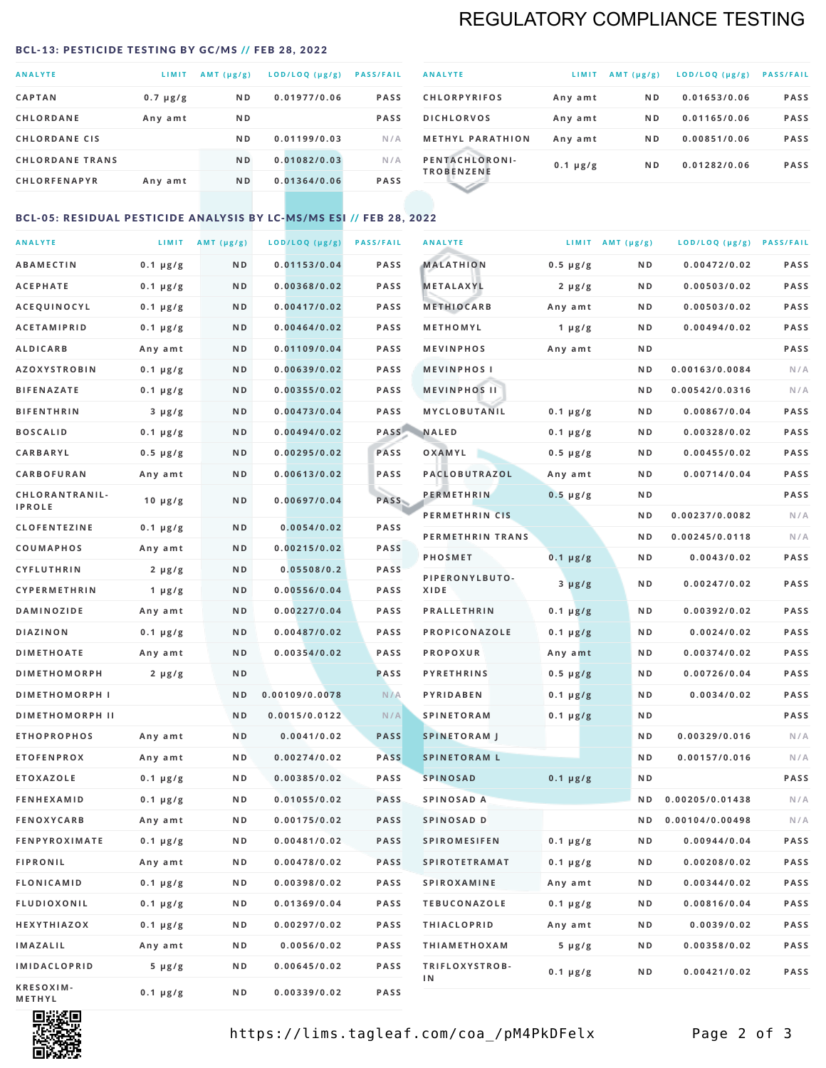# REGULATORY COMPLIANCE TESTING

## BCL-13: PESTICIDE TESTING BY GC/MS // FEB 28, 2022

| ANALYTE | LIMIT | AMT (μg/g) | LOD/LOQ (μg/g) | PASS/FAIL |
|---|---|---|---|---|
| CAPTAN | 0.7 μg/g | ND | 0.01977/0.06 | PASS |
| CHLORDANE | Any amt | ND | | PASS |
| CHLORDANE CIS | | ND | 0.01199/0.03 | N/A |
| CHLORDANE TRANS | | ND | 0.01082/0.03 | N/A |
| CHLORFENAPYR | Any amt | ND | 0.01364/0.06 | PASS |
| CHLORPYRIFOS | Any amt | ND | 0.01653/0.06 | PASS |
| DICHLORVOS | Any amt | ND | 0.01165/0.06 | PASS |
| METHYL PARATHION | Any amt | ND | 0.00851/0.06 | PASS |
| PENTACHLORONITROBENZENE | 0.1 μg/g | ND | 0.01282/0.06 | PASS |

## BCL-05: RESIDUAL PESTICIDE ANALYSIS BY LC-MS/MS ESI // FEB 28, 2022

| ANALYTE | LIMIT | AMT (μg/g) | LOD/LOQ (μg/g) | PASS/FAIL |
|---|---|---|---|---|
| ABAMECTIN | 0.1 μg/g | ND | 0.01153/0.04 | PASS |
| ACEPHATE | 0.1 μg/g | ND | 0.00368/0.02 | PASS |
| ACEQUINOCYL | 0.1 μg/g | ND | 0.00417/0.02 | PASS |
| ACETAMIPRID | 0.1 μg/g | ND | 0.00464/0.02 | PASS |
| ALDICARB | Any amt | ND | 0.01109/0.04 | PASS |
| AZOXYSTROBIN | 0.1 μg/g | ND | 0.00639/0.02 | PASS |
| BIFENAZATE | 0.1 μg/g | ND | 0.00355/0.02 | PASS |
| BIFENTHRIN | 3 μg/g | ND | 0.00473/0.04 | PASS |
| BOSCALID | 0.1 μg/g | ND | 0.00494/0.02 | PASS |
| CARBARYL | 0.5 μg/g | ND | 0.00295/0.02 | PASS |
| CARBOFURAN | Any amt | ND | 0.00613/0.02 | PASS |
| CHLORANTRANILIPROLE | 10 μg/g | ND | 0.00697/0.04 | PASS |
| CLOFENTEZINE | 0.1 μg/g | ND | 0.0054/0.02 | PASS |
| COUMAPHOS | Any amt | ND | 0.00215/0.02 | PASS |
| CYFLUTHRIN | 2 μg/g | ND | 0.05508/0.2 | PASS |
| CYPERMETHRIN | 1 μg/g | ND | 0.00556/0.04 | PASS |
| DAMINOZIDE | Any amt | ND | 0.00227/0.04 | PASS |
| DIAZINON | 0.1 μg/g | ND | 0.00487/0.02 | PASS |
| DIMETHOATE | Any amt | ND | 0.00354/0.02 | PASS |
| DIMETHOMORPH | 2 μg/g | ND | | PASS |
| DIMETHOMORPH I | | ND | 0.00109/0.0078 | N/A |
| DIMETHOMORPH II | | ND | 0.0015/0.0122 | N/A |
| ETHOPROPHOS | Any amt | ND | 0.0041/0.02 | PASS |
| ETOFENPROX | Any amt | ND | 0.00274/0.02 | PASS |
| ETOXAZOLE | 0.1 μg/g | ND | 0.00385/0.02 | PASS |
| FENHEXAMID | 0.1 μg/g | ND | 0.01055/0.02 | PASS |
| FENOXYCARB | Any amt | ND | 0.00175/0.02 | PASS |
| FENPYROXIMATE | 0.1 μg/g | ND | 0.00481/0.02 | PASS |
| FIPRONIL | Any amt | ND | 0.00478/0.02 | PASS |
| FLONICAMID | 0.1 μg/g | ND | 0.00398/0.02 | PASS |
| FLUDIOXONIL | 0.1 μg/g | ND | 0.01369/0.04 | PASS |
| HEXYTHIAZOX | 0.1 μg/g | ND | 0.00297/0.02 | PASS |
| IMAZALIL | Any amt | ND | 0.0056/0.02 | PASS |
| IMIDACLOPRID | 5 μg/g | ND | 0.00645/0.02 | PASS |
| KRESOXIM-METHYL | 0.1 μg/g | ND | 0.00339/0.02 | PASS |
| MALATHION | 0.5 μg/g | ND | 0.00472/0.02 | PASS |
| METALAXYL | 2 μg/g | ND | 0.00503/0.02 | PASS |
| METHIOCARB | Any amt | ND | 0.00503/0.02 | PASS |
| METHOMYL | 1 μg/g | ND | 0.00494/0.02 | PASS |
| MEVINPHOS | Any amt | ND | | PASS |
| MEVINPHOS I | | ND | 0.00163/0.0084 | N/A |
| MEVINPHOS II | | ND | 0.00542/0.0316 | N/A |
| MYCLOBUTANIL | 0.1 μg/g | ND | 0.00867/0.04 | PASS |
| NALED | 0.1 μg/g | ND | 0.00328/0.02 | PASS |
| OXAMYL | 0.5 μg/g | ND | 0.00455/0.02 | PASS |
| PACLOBUTRAZOL | Any amt | ND | 0.00714/0.04 | PASS |
| PERMETHRIN | 0.5 μg/g | ND | | PASS |
| PERMETHRIN CIS | | ND | 0.00237/0.0082 | N/A |
| PERMETHRIN TRANS | | ND | 0.00245/0.0118 | N/A |
| PHOSMET | 0.1 μg/g | ND | 0.0043/0.02 | PASS |
| PIPERONYLBUTOXIDE | 3 μg/g | ND | 0.00247/0.02 | PASS |
| PRALLETHRIN | 0.1 μg/g | ND | 0.00392/0.02 | PASS |
| PROPICONAZOLE | 0.1 μg/g | ND | 0.0024/0.02 | PASS |
| PROPOXUR | Any amt | ND | 0.00374/0.02 | PASS |
| PYRETHRINS | 0.5 μg/g | ND | 0.00726/0.04 | PASS |
| PYRIDABEN | 0.1 μg/g | ND | 0.0034/0.02 | PASS |
| SPINETORAM | 0.1 μg/g | ND | | PASS |
| SPINETORAM J | | ND | 0.00329/0.016 | N/A |
| SPINETORAM L | | ND | 0.00157/0.016 | N/A |
| SPINOSAD | 0.1 μg/g | ND | | PASS |
| SPINOSAD A | | ND | 0.00205/0.01438 | N/A |
| SPINOSAD D | | ND | 0.00104/0.00498 | N/A |
| SPIROMESIFEN | 0.1 μg/g | ND | 0.00944/0.04 | PASS |
| SPIROTETRAMAT | 0.1 μg/g | ND | 0.00208/0.02 | PASS |
| SPIROXAMINE | Any amt | ND | 0.00344/0.02 | PASS |
| TEBUCONAZOLE | 0.1 μg/g | ND | 0.00816/0.04 | PASS |
| THIACLOPRID | Any amt | ND | 0.0039/0.02 | PASS |
| THIAMETHOXAM | 5 μg/g | ND | 0.00358/0.02 | PASS |
| TRIFLOXYSTROBIN | 0.1 μg/g | ND | 0.00421/0.02 | PASS |

https://lims.tagleaf.com/coa_/pM4PkDFelx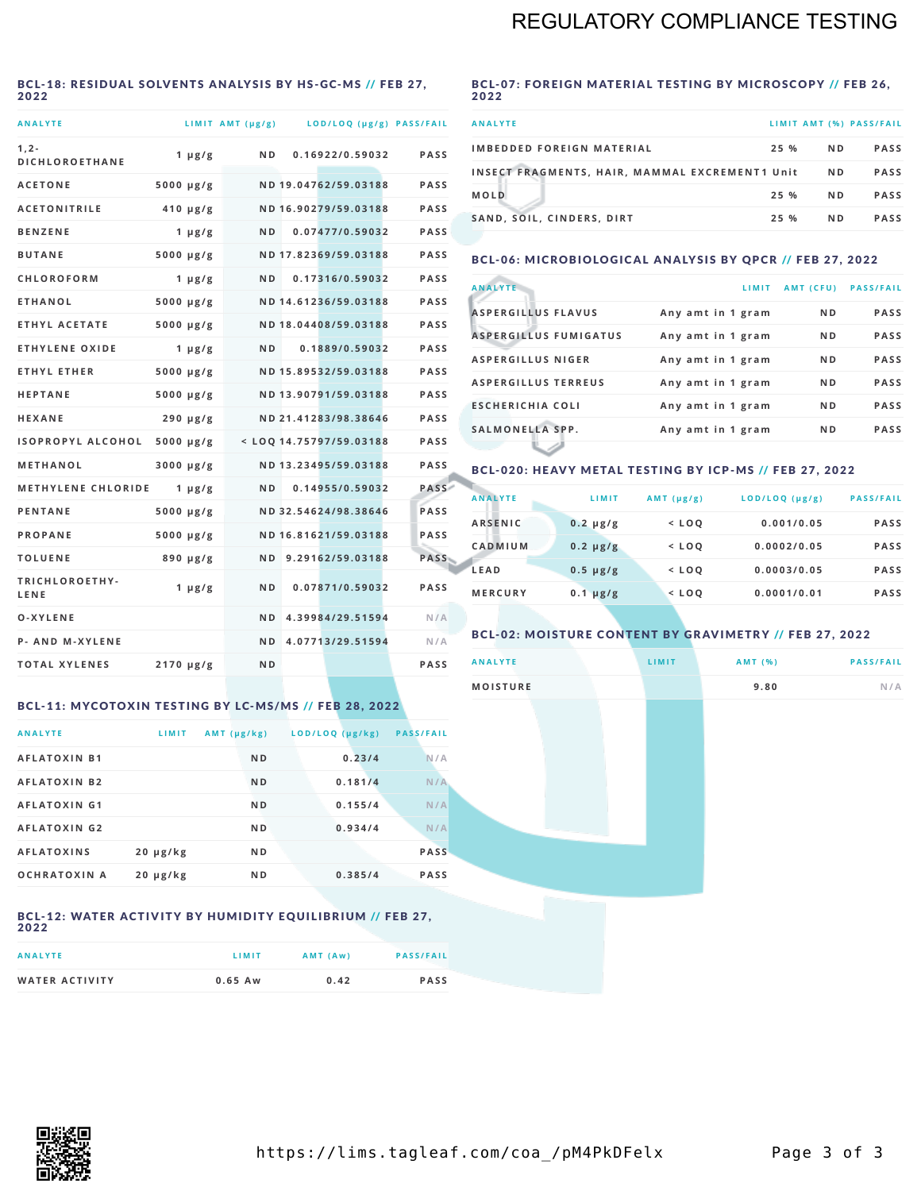# REGULATORY COMPLIANCE TESTING

### BCL-18: RESIDUAL SOLVENTS ANALYSIS BY HS-GC-MS // FEB 27, 2022

| ANALYTE | LIMIT | AMT (µg/g) | LOD/LOQ (µg/g) | PASS/FAIL |
|---|---|---|---|---|
| 1,2-DICHLOROETHANE | 1 µg/g | ND | 0.16922/0.59032 | PASS |
| ACETONE | 5000 µg/g | ND | 19.04762/59.03188 | PASS |
| ACETONITRILE | 410 µg/g | ND | 16.90279/59.03188 | PASS |
| BENZENE | 1 µg/g | ND | 0.07477/0.59032 | PASS |
| BUTANE | 5000 µg/g | ND | 17.82369/59.03188 | PASS |
| CHLOROFORM | 1 µg/g | ND | 0.17316/0.59032 | PASS |
| ETHANOL | 5000 µg/g | ND | 14.61236/59.03188 | PASS |
| ETHYL ACETATE | 5000 µg/g | ND | 18.04408/59.03188 | PASS |
| ETHYLENE OXIDE | 1 µg/g | ND | 0.1889/0.59032 | PASS |
| ETHYL ETHER | 5000 µg/g | ND | 15.89532/59.03188 | PASS |
| HEPTANE | 5000 µg/g | ND | 13.90791/59.03188 | PASS |
| HEXANE | 290 µg/g | ND | 21.41283/98.38646 | PASS |
| ISOPROPYL ALCOHOL | 5000 µg/g | < LOQ | 14.75797/59.03188 | PASS |
| METHANOL | 3000 µg/g | ND | 13.23495/59.03188 | PASS |
| METHYLENE CHLORIDE | 1 µg/g | ND | 0.14955/0.59032 | PASS |
| PENTANE | 5000 µg/g | ND | 32.54624/98.38646 | PASS |
| PROPANE | 5000 µg/g | ND | 16.81621/59.03188 | PASS |
| TOLUENE | 890 µg/g | ND | 9.29162/59.03188 | PASS |
| TRICHLOROETHYLENE | 1 µg/g | ND | 0.07871/0.59032 | PASS |
| O-XYLENE | | ND | 4.39984/29.51594 | N/A |
| P- AND M-XYLENE | | ND | 4.07713/29.51594 | N/A |
| TOTAL XYLENES | 2170 µg/g | ND | | PASS |

### BCL-11: MYCOTOXIN TESTING BY LC-MS/MS // FEB 28, 2022

| ANALYTE | LIMIT | AMT (µg/kg) | LOD/LOQ (µg/kg) | PASS/FAIL |
|---|---|---|---|---|
| AFLATOXIN B1 | | ND | 0.23/4 | N/A |
| AFLATOXIN B2 | | ND | 0.181/4 | N/A |
| AFLATOXIN G1 | | ND | 0.155/4 | N/A |
| AFLATOXIN G2 | | ND | 0.934/4 | N/A |
| AFLATOXINS | 20 µg/kg | ND | | PASS |
| OCHRATOXIN A | 20 µg/kg | ND | 0.385/4 | PASS |

### BCL-12: WATER ACTIVITY BY HUMIDITY EQUILIBRIUM // FEB 27, 2022

| ANALYTE | LIMIT | AMT (Aw) | PASS/FAIL |
|---|---|---|---|
| WATER ACTIVITY | 0.65 Aw | 0.42 | PASS |

### BCL-07: FOREIGN MATERIAL TESTING BY MICROSCOPY // FEB 26, 2022

| ANALYTE | LIMIT | AMT (%) | PASS/FAIL |
|---|---|---|---|
| IMBEDDED FOREIGN MATERIAL | 25 % | ND | PASS |
| INSECT FRAGMENTS, HAIR, MAMMAL EXCREMENT | 1 Unit | ND | PASS |
| MOLD | 25 % | ND | PASS |
| SAND, SOIL, CINDERS, DIRT | 25 % | ND | PASS |

### BCL-06: MICROBIOLOGICAL ANALYSIS BY QPCR // FEB 27, 2022

| ANALYTE | LIMIT | AMT (CFU) | PASS/FAIL |
|---|---|---|---|
| ASPERGILLUS FLAVUS | Any amt in 1 gram | ND | PASS |
| ASPERGILLUS FUMIGATUS | Any amt in 1 gram | ND | PASS |
| ASPERGILLUS NIGER | Any amt in 1 gram | ND | PASS |
| ASPERGILLUS TERREUS | Any amt in 1 gram | ND | PASS |
| ESCHERICHIA COLI | Any amt in 1 gram | ND | PASS |
| SALMONELLA SPP. | Any amt in 1 gram | ND | PASS |

### BCL-020: HEAVY METAL TESTING BY ICP-MS // FEB 27, 2022

| ANALYTE | LIMIT | AMT (µg/g) | LOD/LOQ (µg/g) | PASS/FAIL |
|---|---|---|---|---|
| ARSENIC | 0.2 µg/g | < LOQ | 0.001/0.05 | PASS |
| CADMIUM | 0.2 µg/g | < LOQ | 0.0002/0.05 | PASS |
| LEAD | 0.5 µg/g | < LOQ | 0.0003/0.05 | PASS |
| MERCURY | 0.1 µg/g | < LOQ | 0.0001/0.01 | PASS |

### BCL-02: MOISTURE CONTENT BY GRAVIMETRY // FEB 27, 2022

| ANALYTE | LIMIT | AMT (%) | PASS/FAIL |
|---|---|---|---|
| MOISTURE | | 9.80 | N/A |

https://lims.tagleaf.com/coa_/pM4PkDFelx